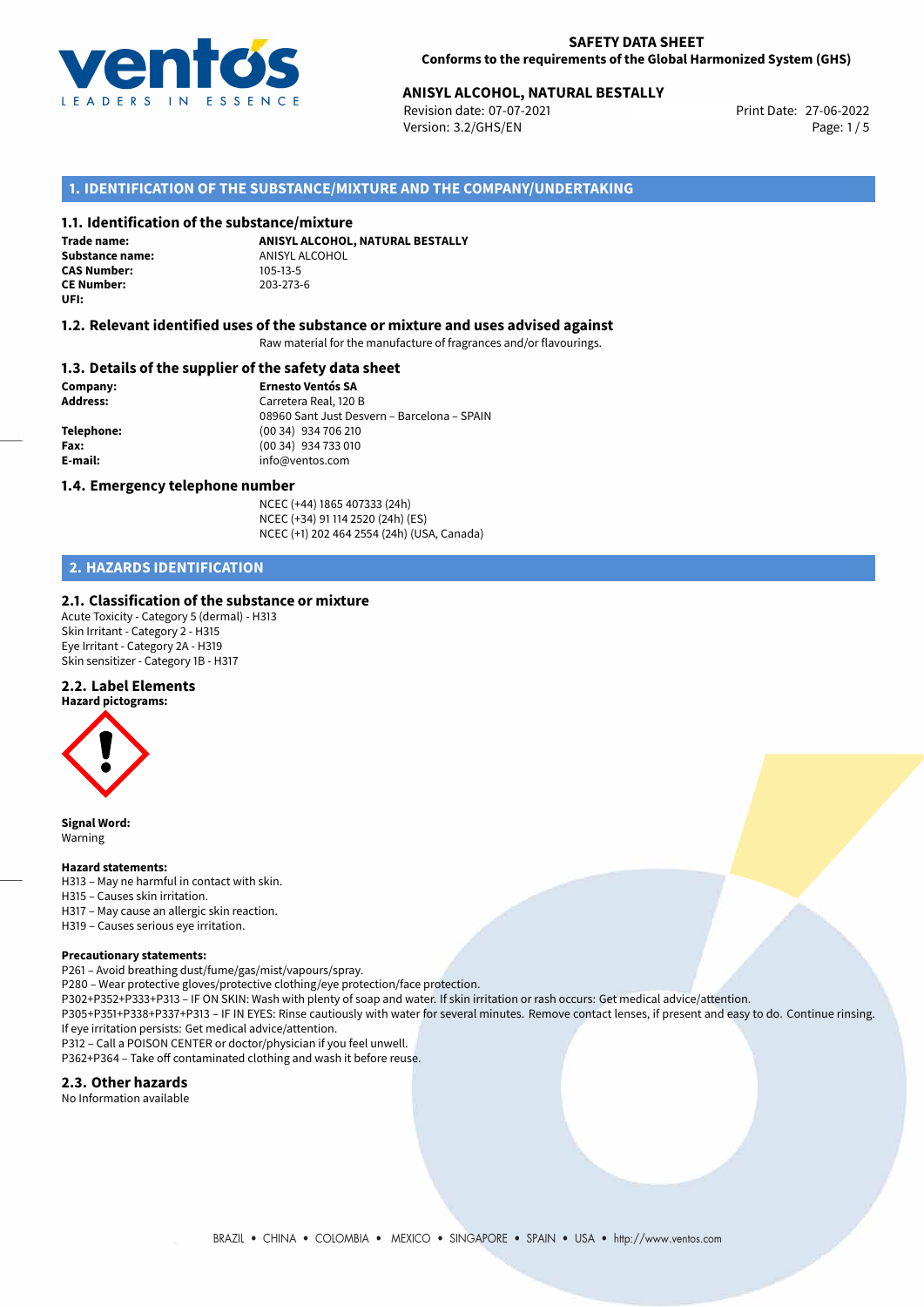# SAFETY DATA SHEET

**Conforms to the requirements of the Global Harmonized System (GHS)**

## ANISYL ALCOHOL, NATURAL BESTALLY

Revision date: 07-07-2021
Version: 3.2/GHS/EN
Print Date: 27-06-2022

## 1. IDENTIFICATION OF THE SUBSTANCE/MIXTURE AND THE COMPANY/UNDERTAKING

### 1.1. Identification of the substance/mixture

**Trade name:** **ANISYL ALCOHOL, NATURAL BESTALLY**
**Substance name:** ANISYL ALCOHOL
**CAS Number:** 105-13-5
**CE Number:** 203-273-6
**UFI:**

### 1.2. Relevant identified uses of the substance or mixture and uses advised against

Raw material for the manufacture of fragrances and/or flavourings.

### 1.3. Details of the supplier of the safety data sheet

**Company:** **Ernesto Ventós SA**
**Address:** Carretera Real, 120 B
08960 Sant Just Desvern – Barcelona – SPAIN
**Telephone:** (00 34) 934 706 210
**Fax:** (00 34) 934 733 010
**E-mail:** info@ventos.com

### 1.4. Emergency telephone number

NCEC (+44) 1865 407333 (24h)
NCEC (+34) 91 114 2520 (24h) (ES)
NCEC (+1) 202 464 2554 (24h) (USA, Canada)

## 2. HAZARDS IDENTIFICATION

### 2.1. Classification of the substance or mixture

Acute Toxicity - Category 5 (dermal) - H313
Skin Irritant - Category 2 - H315
Eye Irritant - Category 2A - H319
Skin sensitizer - Category 1B - H317

### 2.2. Label Elements

**Hazard pictograms:**

**Signal Word:**
Warning

**Hazard statements:**
H313 – May ne harmful in contact with skin.
H315 – Causes skin irritation.
H317 – May cause an allergic skin reaction.
H319 – Causes serious eye irritation.

**Precautionary statements:**
P261 – Avoid breathing dust/fume/gas/mist/vapours/spray.
P280 – Wear protective gloves/protective clothing/eye protection/face protection.
P302+P352+P333+P313 – IF ON SKIN: Wash with plenty of soap and water. If skin irritation or rash occurs: Get medical advice/attention.
P305+P351+P338+P337+P313 – IF IN EYES: Rinse cautiously with water for several minutes. Remove contact lenses, if present and easy to do. Continue rinsing. If eye irritation persists: Get medical advice/attention.
P312 – Call a POISON CENTER or doctor/physician if you feel unwell.
P362+P364 – Take off contaminated clothing and wash it before reuse.

### 2.3. Other hazards

No Information available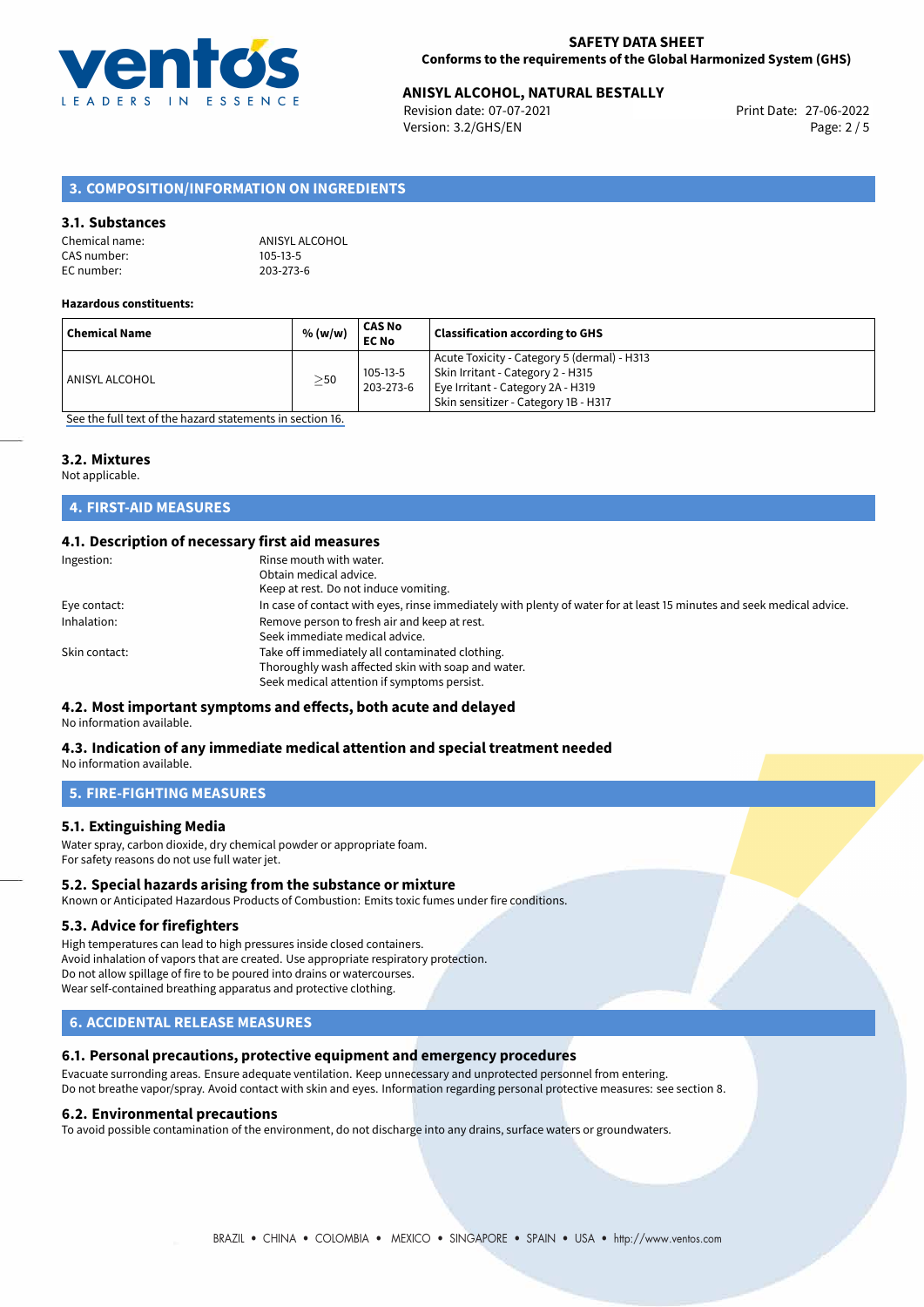## 3. COMPOSITION/INFORMATION ON INGREDIENTS

### 3.1. Substances

Chemical name: ANISYL ALCOHOL
CAS number: 105-13-5
EC number: 203-273-6

**Hazardous constituents:**

| Chemical Name | % (w/w) | CAS No EC No | Classification according to GHS |
|---|---|---|---|
| ANISYL ALCOHOL | ≥50 | 105-13-5 203-273-6 | Acute Toxicity - Category 5 (dermal) - H313 Skin Irritant - Category 2 - H315 Eye Irritant - Category 2A - H319 Skin sensitizer - Category 1B - H317 |

See the full text of the hazard statements in section 16.

### 3.2. Mixtures

Not applicable.

## 4. FIRST-AID MEASURES

### 4.1. Description of necessary first aid measures

Ingestion: Rinse mouth with water.
Obtain medical advice.
Keep at rest. Do not induce vomiting.

Eye contact: In case of contact with eyes, rinse immediately with plenty of water for at least 15 minutes and seek medical advice.

Inhalation: Remove person to fresh air and keep at rest.
Seek immediate medical advice.

Skin contact: Take off immediately all contaminated clothing.
Thoroughly wash affected skin with soap and water.
Seek medical attention if symptoms persist.

### 4.2. Most important symptoms and effects, both acute and delayed

No information available.

### 4.3. Indication of any immediate medical attention and special treatment needed

No information available.

## 5. FIRE-FIGHTING MEASURES

### 5.1. Extinguishing Media

Water spray, carbon dioxide, dry chemical powder or appropriate foam.
For safety reasons do not use full water jet.

### 5.2. Special hazards arising from the substance or mixture

Known or Anticipated Hazardous Products of Combustion: Emits toxic fumes under fire conditions.

### 5.3. Advice for firefighters

High temperatures can lead to high pressures inside closed containers.
Avoid inhalation of vapors that are created. Use appropriate respiratory protection.
Do not allow spillage of fire to be poured into drains or watercourses.
Wear self-contained breathing apparatus and protective clothing.

## 6. ACCIDENTAL RELEASE MEASURES

### 6.1. Personal precautions, protective equipment and emergency procedures

Evacuate surronding areas. Ensure adequate ventilation. Keep unnecessary and unprotected personnel from entering.
Do not breathe vapor/spray. Avoid contact with skin and eyes. Information regarding personal protective measures: see section 8.

### 6.2. Environmental precautions

To avoid possible contamination of the environment, do not discharge into any drains, surface waters or groundwaters.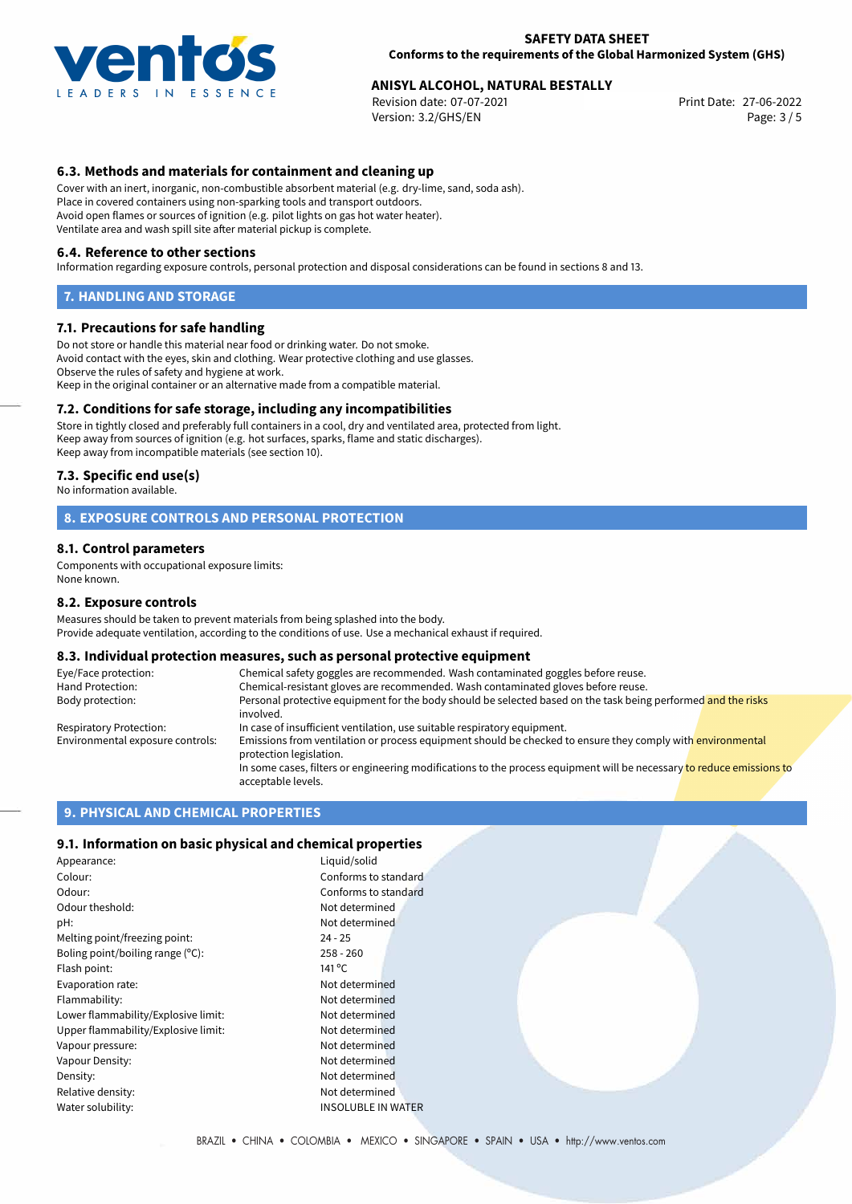### 6.3. Methods and materials for containment and cleaning up

Cover with an inert, inorganic, non-combustible absorbent material (e.g. dry-lime, sand, soda ash).
Place in covered containers using non-sparking tools and transport outdoors.
Avoid open flames or sources of ignition (e.g. pilot lights on gas hot water heater).
Ventilate area and wash spill site after material pickup is complete.

### 6.4. Reference to other sections

Information regarding exposure controls, personal protection and disposal considerations can be found in sections 8 and 13.

## 7. HANDLING AND STORAGE

### 7.1. Precautions for safe handling

Do not store or handle this material near food or drinking water. Do not smoke.
Avoid contact with the eyes, skin and clothing. Wear protective clothing and use glasses.
Observe the rules of safety and hygiene at work.
Keep in the original container or an alternative made from a compatible material.

### 7.2. Conditions for safe storage, including any incompatibilities

Store in tightly closed and preferably full containers in a cool, dry and ventilated area, protected from light.
Keep away from sources of ignition (e.g. hot surfaces, sparks, flame and static discharges).
Keep away from incompatible materials (see section 10).

### 7.3. Specific end use(s)

No information available.

## 8. EXPOSURE CONTROLS AND PERSONAL PROTECTION

### 8.1. Control parameters

Components with occupational exposure limits:
None known.

### 8.2. Exposure controls

Measures should be taken to prevent materials from being splashed into the body.
Provide adequate ventilation, according to the conditions of use. Use a mechanical exhaust if required.

### 8.3. Individual protection measures, such as personal protective equipment

| | |
|---|---|
| Eye/Face protection: | Chemical safety goggles are recommended. Wash contaminated goggles before reuse. |
| Hand Protection: | Chemical-resistant gloves are recommended. Wash contaminated gloves before reuse. |
| Body protection: | Personal protective equipment for the body should be selected based on the task being performed and the risks involved. |
| Respiratory Protection: | In case of insufficient ventilation, use suitable respiratory equipment. |
| Environmental exposure controls: | Emissions from ventilation or process equipment should be checked to ensure they comply with environmental protection legislation. In some cases, filters or engineering modifications to the process equipment will be necessary to reduce emissions to acceptable levels. |

## 9. PHYSICAL AND CHEMICAL PROPERTIES

### 9.1. Information on basic physical and chemical properties

| | |
|---|---|
| Appearance: | Liquid/solid |
| Colour: | Conforms to standard |
| Odour: | Conforms to standard |
| Odour theshold: | Not determined |
| pH: | Not determined |
| Melting point/freezing point: | 24 - 25 |
| Boling point/boiling range (°C): | 258 - 260 |
| Flash point: | 141 °C |
| Evaporation rate: | Not determined |
| Flammability: | Not determined |
| Lower flammability/Explosive limit: | Not determined |
| Upper flammability/Explosive limit: | Not determined |
| Vapour pressure: | Not determined |
| Vapour Density: | Not determined |
| Density: | Not determined |
| Relative density: | Not determined |
| Water solubility: | INSOLUBLE IN WATER |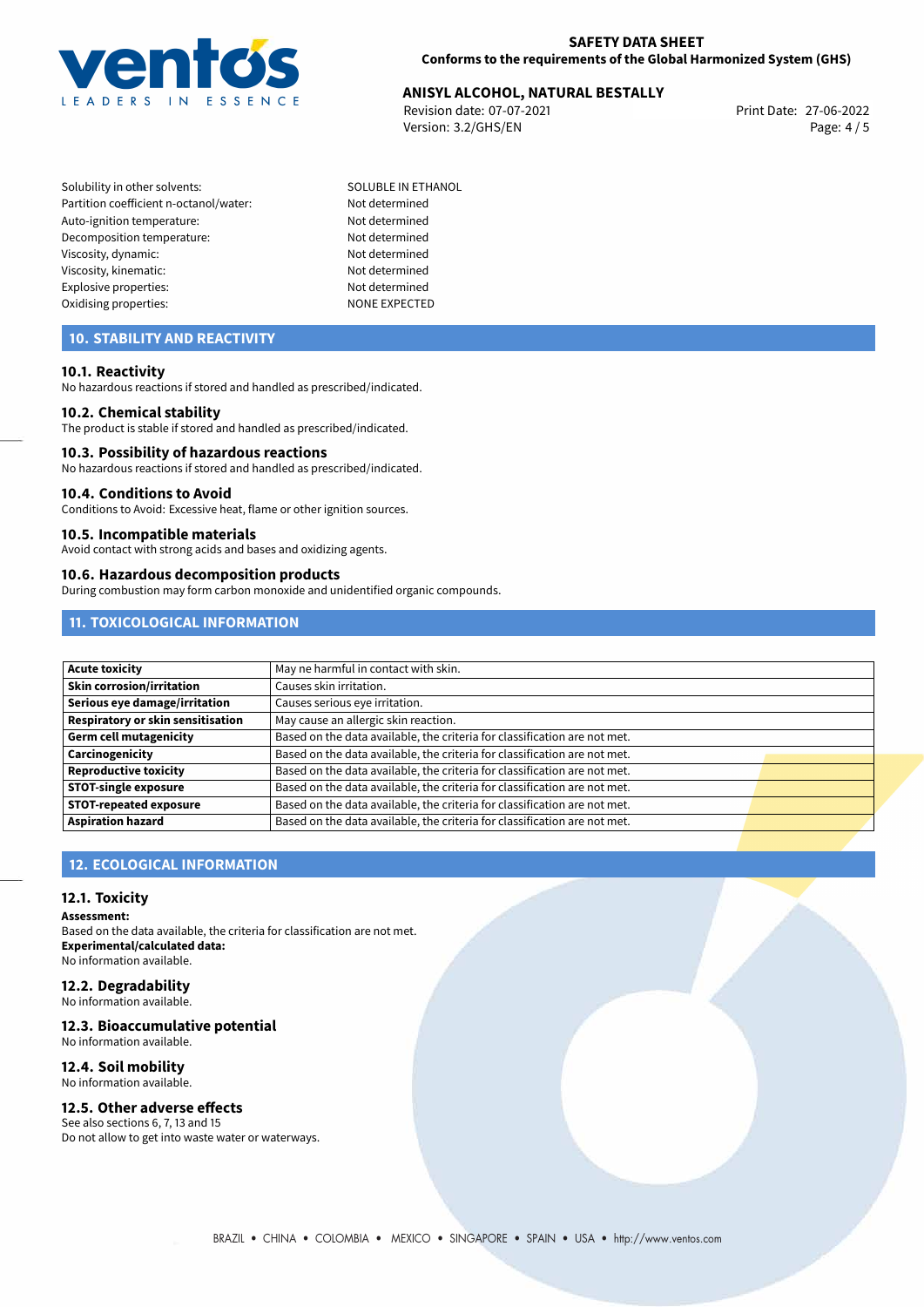| | |
|---|---|
| Solubility in other solvents: | SOLUBLE IN ETHANOL |
| Partition coefficient n-octanol/water: | Not determined |
| Auto-ignition temperature: | Not determined |
| Decomposition temperature: | Not determined |
| Viscosity, dynamic: | Not determined |
| Viscosity, kinematic: | Not determined |
| Explosive properties: | Not determined |
| Oxidising properties: | NONE EXPECTED |

## 10. STABILITY AND REACTIVITY

### 10.1. Reactivity
No hazardous reactions if stored and handled as prescribed/indicated.

### 10.2. Chemical stability
The product is stable if stored and handled as prescribed/indicated.

### 10.3. Possibility of hazardous reactions
No hazardous reactions if stored and handled as prescribed/indicated.

### 10.4. Conditions to Avoid
Conditions to Avoid: Excessive heat, flame or other ignition sources.

### 10.5. Incompatible materials
Avoid contact with strong acids and bases and oxidizing agents.

### 10.6. Hazardous decomposition products
During combustion may form carbon monoxide and unidentified organic compounds.

## 11. TOXICOLOGICAL INFORMATION

| | |
|---|---|
| **Acute toxicity** | May ne harmful in contact with skin. |
| **Skin corrosion/irritation** | Causes skin irritation. |
| **Serious eye damage/irritation** | Causes serious eye irritation. |
| **Respiratory or skin sensitisation** | May cause an allergic skin reaction. |
| **Germ cell mutagenicity** | Based on the data available, the criteria for classification are not met. |
| **Carcinogenicity** | Based on the data available, the criteria for classification are not met. |
| **Reproductive toxicity** | Based on the data available, the criteria for classification are not met. |
| **STOT-single exposure** | Based on the data available, the criteria for classification are not met. |
| **STOT-repeated exposure** | Based on the data available, the criteria for classification are not met. |
| **Aspiration hazard** | Based on the data available, the criteria for classification are not met. |

## 12. ECOLOGICAL INFORMATION

### 12.1. Toxicity
**Assessment:**
Based on the data available, the criteria for classification are not met.
**Experimental/calculated data:**
No information available.

### 12.2. Degradability
No information available.

### 12.3. Bioaccumulative potential
No information available.

### 12.4. Soil mobility
No information available.

### 12.5. Other adverse effects
See also sections 6, 7, 13 and 15
Do not allow to get into waste water or waterways.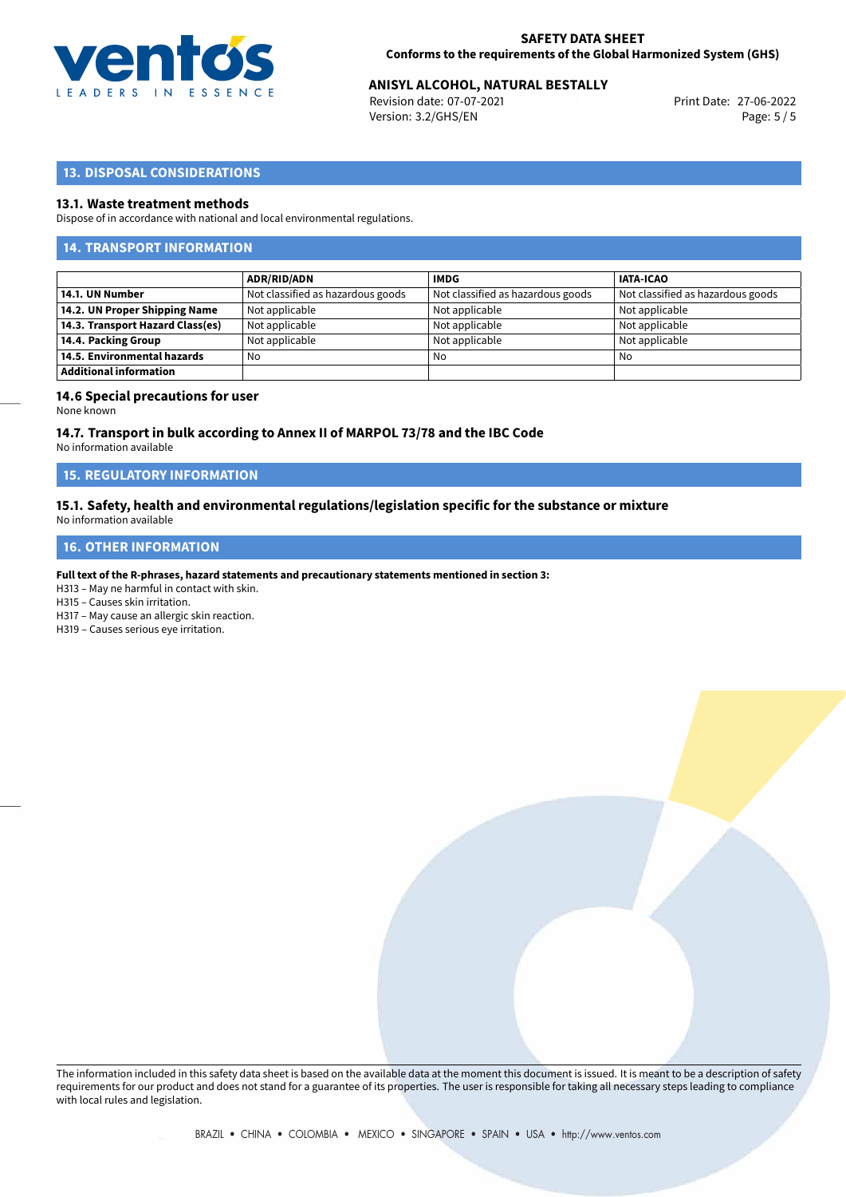## 13. DISPOSAL CONSIDERATIONS

### 13.1. Waste treatment methods

Dispose of in accordance with national and local environmental regulations.

## 14. TRANSPORT INFORMATION

| | ADR/RID/ADN | IMDG | IATA-ICAO |
|---|---|---|---|
| **14.1. UN Number** | Not classified as hazardous goods | Not classified as hazardous goods | Not classified as hazardous goods |
| **14.2. UN Proper Shipping Name** | Not applicable | Not applicable | Not applicable |
| **14.3. Transport Hazard Class(es)** | Not applicable | Not applicable | Not applicable |
| **14.4. Packing Group** | Not applicable | Not applicable | Not applicable |
| **14.5. Environmental hazards** | No | No | No |
| **Additional information** | | | |

### 14.6 Special precautions for user

None known

### 14.7. Transport in bulk according to Annex II of MARPOL 73/78 and the IBC Code

No information available

## 15. REGULATORY INFORMATION

### 15.1. Safety, health and environmental regulations/legislation specific for the substance or mixture

No information available

## 16. OTHER INFORMATION

**Full text of the R-phrases, hazard statements and precautionary statements mentioned in section 3:**

H313 – May ne harmful in contact with skin.
H315 – Causes skin irritation.
H317 – May cause an allergic skin reaction.
H319 – Causes serious eye irritation.

The information included in this safety data sheet is based on the available data at the moment this document is issued. It is meant to be a description of safety requirements for our product and does not stand for a guarantee of its properties. The user is responsible for taking all necessary steps leading to compliance with local rules and legislation.